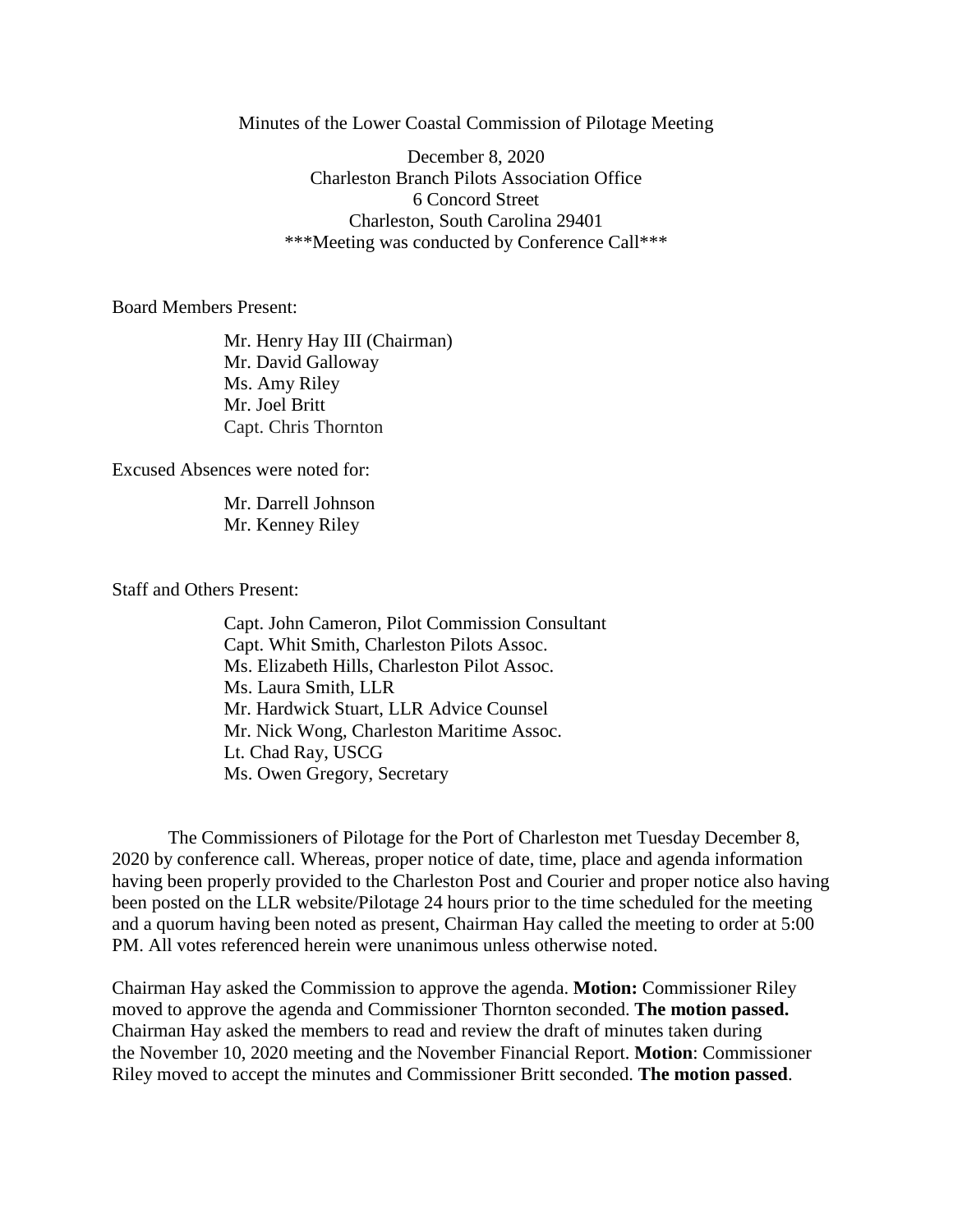Minutes of the Lower Coastal Commission of Pilotage Meeting

December 8, 2020
Charleston Branch Pilots Association Office
6 Concord Street
Charleston, South Carolina 29401
***Meeting was conducted by Conference Call***

Board Members Present:

Mr. Henry Hay III (Chairman)
Mr. David Galloway
Ms. Amy Riley
Mr. Joel Britt
Capt. Chris Thornton

Excused Absences were noted for:

Mr. Darrell Johnson
Mr. Kenney Riley

Staff and Others Present:

Capt. John Cameron, Pilot Commission Consultant
Capt. Whit Smith, Charleston Pilots Assoc.
Ms. Elizabeth Hills, Charleston Pilot Assoc.
Ms. Laura Smith, LLR
Mr. Hardwick Stuart, LLR Advice Counsel
Mr. Nick Wong, Charleston Maritime Assoc.
Lt. Chad Ray, USCG
Ms. Owen Gregory, Secretary

The Commissioners of Pilotage for the Port of Charleston met Tuesday December 8, 2020 by conference call. Whereas, proper notice of date, time, place and agenda information having been properly provided to the Charleston Post and Courier and proper notice also having been posted on the LLR website/Pilotage 24 hours prior to the time scheduled for the meeting and a quorum having been noted as present, Chairman Hay called the meeting to order at 5:00 PM. All votes referenced herein were unanimous unless otherwise noted.

Chairman Hay asked the Commission to approve the agenda. **Motion:** Commissioner Riley moved to approve the agenda and Commissioner Thornton seconded. **The motion passed.** Chairman Hay asked the members to read and review the draft of minutes taken during the November 10, 2020 meeting and the November Financial Report. **Motion**: Commissioner Riley moved to accept the minutes and Commissioner Britt seconded. **The motion passed**.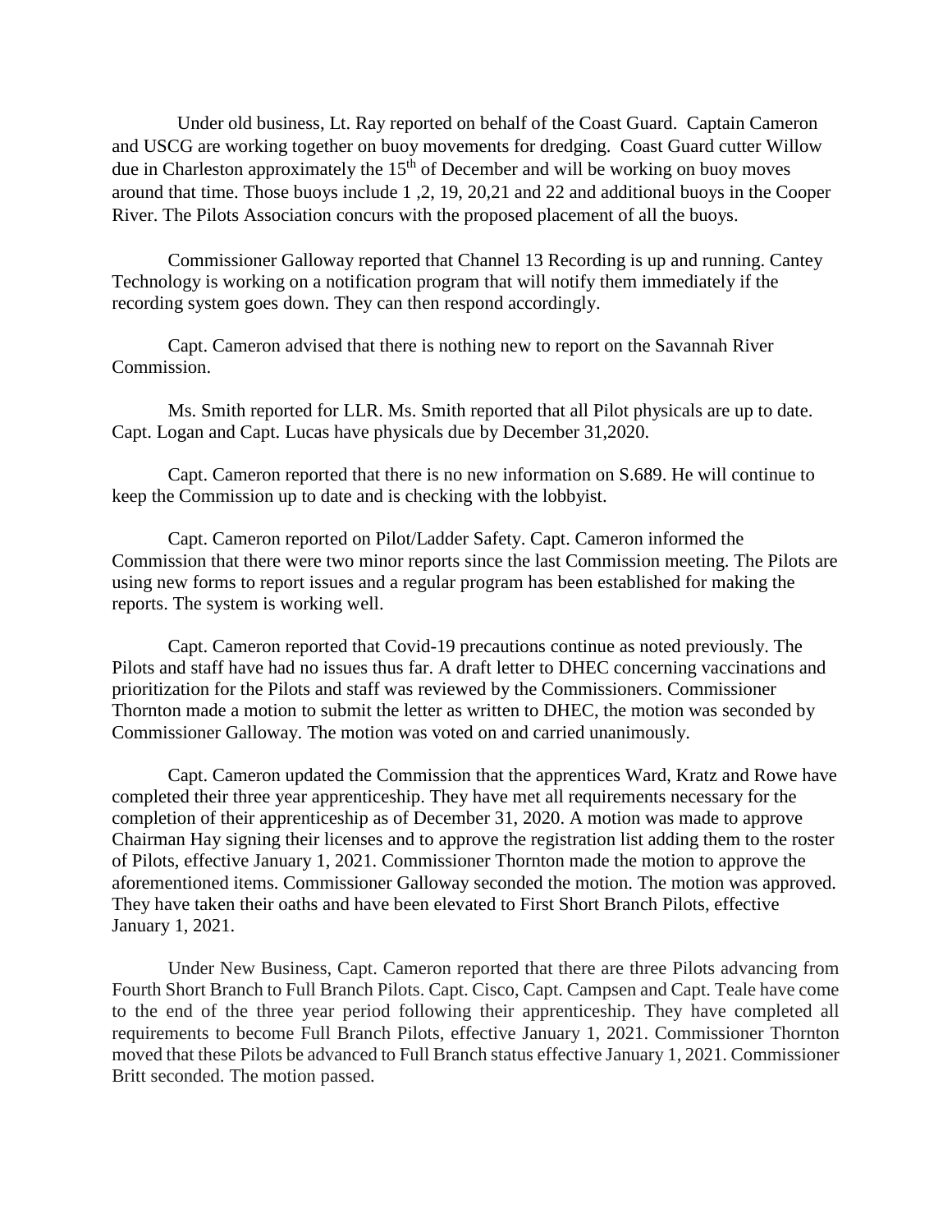Under old business, Lt. Ray reported on behalf of the Coast Guard. Captain Cameron and USCG are working together on buoy movements for dredging. Coast Guard cutter Willow due in Charleston approximately the 15th of December and will be working on buoy moves around that time. Those buoys include 1 ,2, 19, 20,21 and 22 and additional buoys in the Cooper River. The Pilots Association concurs with the proposed placement of all the buoys.

Commissioner Galloway reported that Channel 13 Recording is up and running. Cantey Technology is working on a notification program that will notify them immediately if the recording system goes down. They can then respond accordingly.

Capt. Cameron advised that there is nothing new to report on the Savannah River Commission.

Ms. Smith reported for LLR. Ms. Smith reported that all Pilot physicals are up to date. Capt. Logan and Capt. Lucas have physicals due by December 31,2020.

Capt. Cameron reported that there is no new information on S.689. He will continue to keep the Commission up to date and is checking with the lobbyist.

Capt. Cameron reported on Pilot/Ladder Safety. Capt. Cameron informed the Commission that there were two minor reports since the last Commission meeting. The Pilots are using new forms to report issues and a regular program has been established for making the reports. The system is working well.

Capt. Cameron reported that Covid-19 precautions continue as noted previously. The Pilots and staff have had no issues thus far. A draft letter to DHEC concerning vaccinations and prioritization for the Pilots and staff was reviewed by the Commissioners. Commissioner Thornton made a motion to submit the letter as written to DHEC, the motion was seconded by Commissioner Galloway. The motion was voted on and carried unanimously.

Capt. Cameron updated the Commission that the apprentices Ward, Kratz and Rowe have completed their three year apprenticeship. They have met all requirements necessary for the completion of their apprenticeship as of December 31, 2020. A motion was made to approve Chairman Hay signing their licenses and to approve the registration list adding them to the roster of Pilots, effective January 1, 2021. Commissioner Thornton made the motion to approve the aforementioned items. Commissioner Galloway seconded the motion. The motion was approved. They have taken their oaths and have been elevated to First Short Branch Pilots, effective January 1, 2021.

Under New Business, Capt. Cameron reported that there are three Pilots advancing from Fourth Short Branch to Full Branch Pilots. Capt. Cisco, Capt. Campsen and Capt. Teale have come to the end of the three year period following their apprenticeship. They have completed all requirements to become Full Branch Pilots, effective January 1, 2021. Commissioner Thornton moved that these Pilots be advanced to Full Branch status effective January 1, 2021. Commissioner Britt seconded. The motion passed.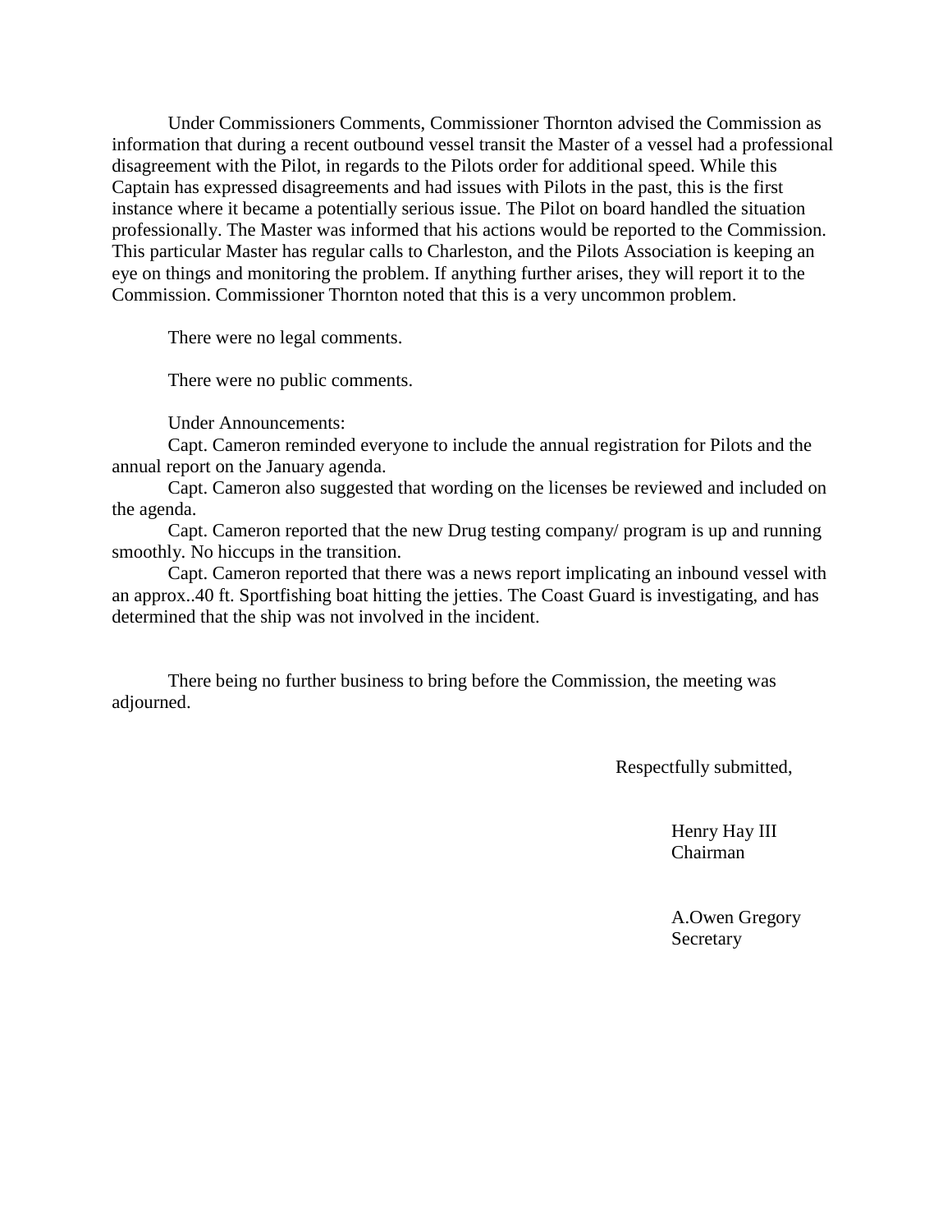Under Commissioners Comments, Commissioner Thornton advised the Commission as information that during a recent outbound vessel transit the Master of a vessel had a professional disagreement with the Pilot, in regards to the Pilots order for additional speed. While this Captain has expressed disagreements and had issues with Pilots in the past, this is the first instance where it became a potentially serious issue. The Pilot on board handled the situation professionally. The Master was informed that his actions would be reported to the Commission. This particular Master has regular calls to Charleston, and the Pilots Association is keeping an eye on things and monitoring the problem. If anything further arises, they will report it to the Commission. Commissioner Thornton noted that this is a very uncommon problem.

There were no legal comments.

There were no public comments.

Under Announcements:

Capt. Cameron reminded everyone to include the annual registration for Pilots and the annual report on the January agenda.

Capt. Cameron also suggested that wording on the licenses be reviewed and included on the agenda.

Capt. Cameron reported that the new Drug testing company/ program is up and running smoothly. No hiccups in the transition.

Capt. Cameron reported that there was a news report implicating an inbound vessel with an approx..40 ft. Sportfishing boat hitting the jetties. The Coast Guard is investigating, and has determined that the ship was not involved in the incident.

There being no further business to bring before the Commission, the meeting was adjourned.

Respectfully submitted,

Henry Hay III
Chairman

A.Owen Gregory
Secretary